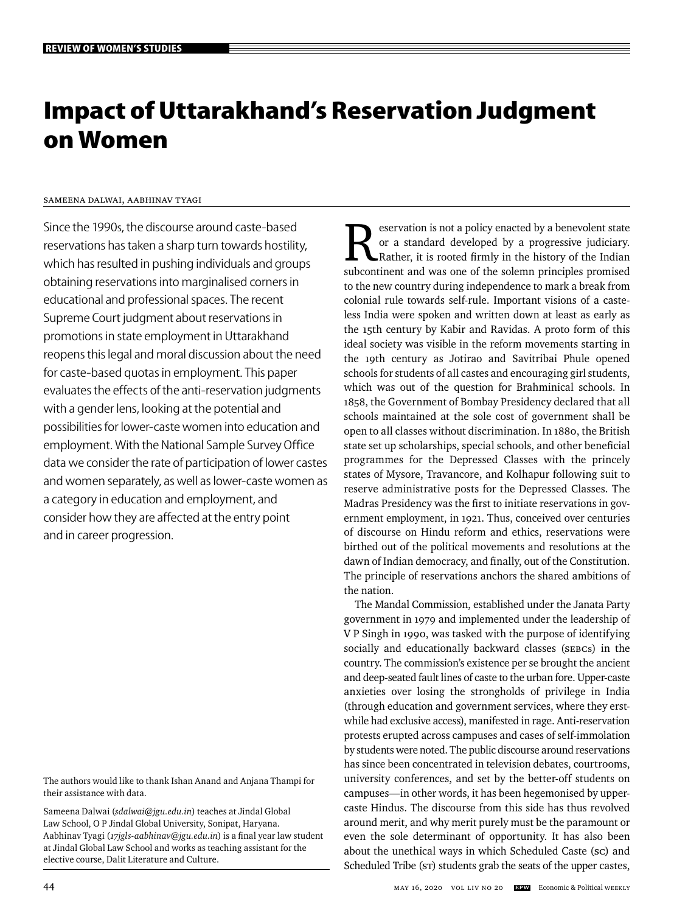# Impact of Uttarakhand's Reservation Judgment on Women

Sameena Dalwai, Aabhinav Tyagi

Since the 1990s, the discourse around caste-based reservations has taken a sharp turn towards hostility, which has resulted in pushing individuals and groups obtaining reservations into marginalised corners in educational and professional spaces. The recent Supreme Court judgment about reservations in promotions in state employment in Uttarakhand reopens this legal and moral discussion about the need for caste-based quotas in employment. This paper evaluates the effects of the anti-reservation judgments with a gender lens, looking at the potential and possibilities for lower-caste women into education and employment. With the National Sample Survey Office data we consider the rate of participation of lower castes and women separately, as well as lower-caste women as a category in education and employment, and consider how they are affected at the entry point and in career progression.

The authors would like to thank Ishan Anand and Anjana Thampi for their assistance with data.

Sameena Dalwai (*sdalwai@jgu.edu.in*) teaches at Jindal Global Law School, O P Jindal Global University, Sonipat, Haryana. Aabhinav Tyagi (*17jgls-aabhinav@jgu.edu.in*) is a final year law student at Jindal Global Law School and works as teaching assistant for the elective course, Dalit Literature and Culture.

Reservation is not a policy enacted by a benevolent state or a standard developed by a progressive judiciary. Rather, it is rooted firmly in the history of the Indian subcontinent and was one of the solemn principles promised to the new country during independence to mark a break from colonial rule towards self-rule. Important visions of a casteless India were spoken and written down at least as early as the 15th century by Kabir and Ravidas. A proto form of this ideal society was visible in the reform movements starting in the 19th century as Jotirao and Savitribai Phule opened schools for students of all castes and encouraging girl students, which was out of the question for Brahminical schools. In 1858, the Government of Bombay Presidency declared that all schools maintained at the sole cost of government shall be open to all classes without discrimination. In 1880, the British state set up scholarships, special schools, and other beneficial programmes for the Depressed Classes with the princely states of Mysore, Travancore, and Kolhapur following suit to reserve administrative posts for the Depressed Classes. The Madras Presidency was the first to initiate reservations in government employment, in 1921. Thus, conceived over centuries of discourse on Hindu reform and ethics, reservations were birthed out of the political movements and resolutions at the dawn of Indian democracy, and finally, out of the Constitution. The principle of reservations anchors the shared ambitions of the nation.

The Mandal Commission, established under the Janata Party government in 1979 and implemented under the leadership of V P Singh in 1990, was tasked with the purpose of identifying socially and educationally backward classes (SEBCs) in the country. The commission's existence per se brought the ancient and deep-seated fault lines of caste to the urban fore. Upper-caste anxieties over losing the strongholds of privilege in India (through education and government services, where they erstwhile had exclusive access), manifested in rage. Anti-reservation protests erupted across campuses and cases of self-immolation by students were noted. The public discourse around reservations has since been concentrated in television debates, courtrooms, university conferences, and set by the better-off students on campuses—in other words, it has been hegemonised by upper-caste Hindus. The discourse from this side has thus revolved around merit, and why merit purely must be the paramount or even the sole determinant of opportunity. It has also been about the unethical ways in which Scheduled Caste (SC) and Scheduled Tribe (ST) students grab the seats of the upper castes,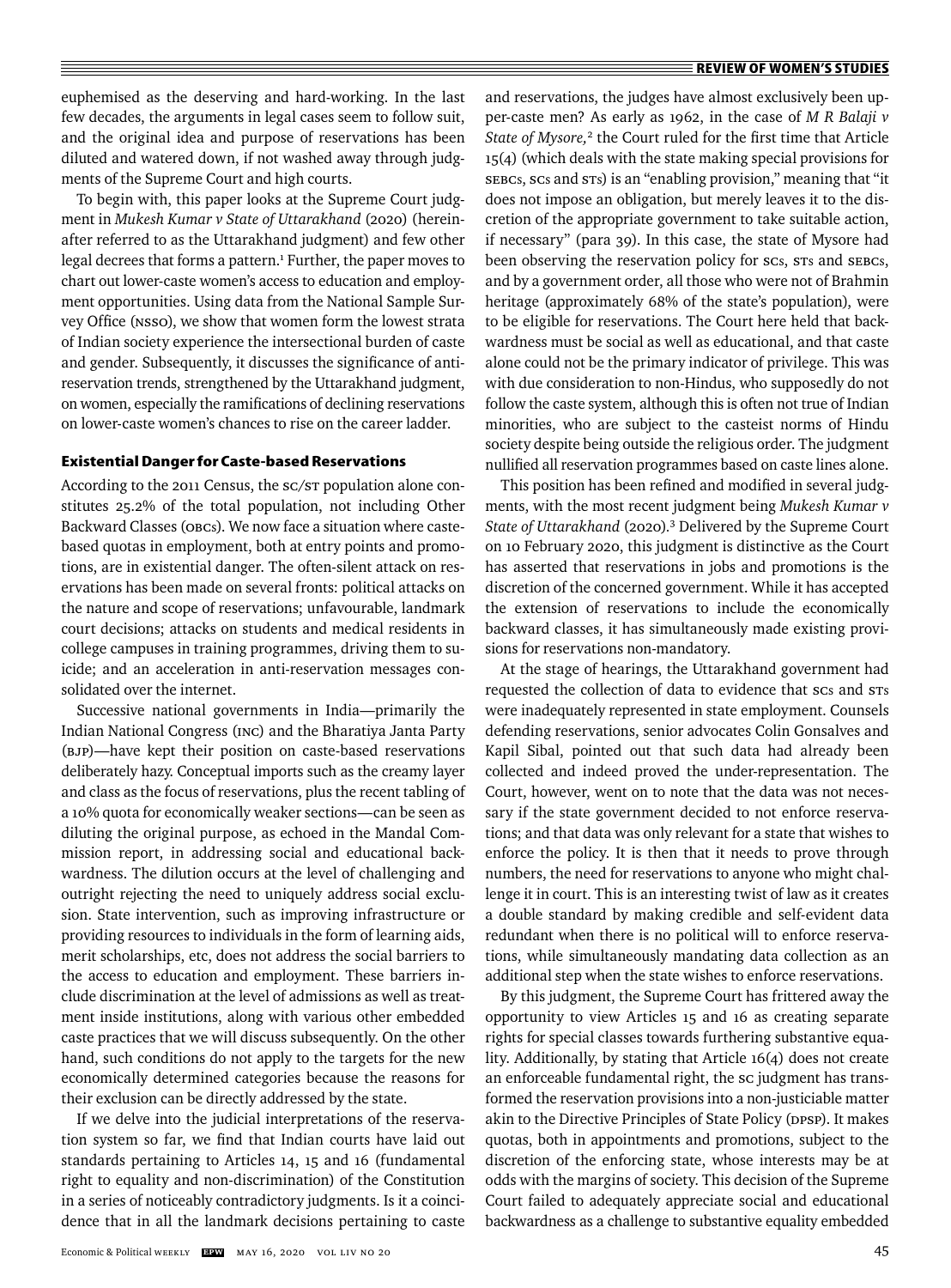euphemised as the deserving and hard-working. In the last few decades, the arguments in legal cases seem to follow suit, and the original idea and purpose of reservations has been diluted and watered down, if not washed away through judgments of the Supreme Court and high courts.

To begin with, this paper looks at the Supreme Court judgment in *Mukesh Kumar v State of Uttarakhand* (2020) (hereinafter referred to as the Uttarakhand judgment) and few other legal decrees that forms a pattern.[1] Further, the paper moves to chart out lower-caste women's access to education and employment opportunities. Using data from the National Sample Survey Office (NSSO), we show that women form the lowest strata of Indian society experience the intersectional burden of caste and gender. Subsequently, it discusses the significance of anti-reservation trends, strengthened by the Uttarakhand judgment, on women, especially the ramifications of declining reservations on lower-caste women's chances to rise on the career ladder.

## Existential Danger for Caste-based Reservations

According to the 2011 Census, the SC/ST population alone constitutes 25.2% of the total population, not including Other Backward Classes (OBCs). We now face a situation where caste-based quotas in employment, both at entry points and promotions, are in existential danger. The often-silent attack on reservations has been made on several fronts: political attacks on the nature and scope of reservations; unfavourable, landmark court decisions; attacks on students and medical residents in college campuses in training programmes, driving them to suicide; and an acceleration in anti-reservation messages consolidated over the internet.

Successive national governments in India—primarily the Indian National Congress (INC) and the Bharatiya Janta Party (BJP)—have kept their position on caste-based reservations deliberately hazy. Conceptual imports such as the creamy layer and class as the focus of reservations, plus the recent tabling of a 10% quota for economically weaker sections—can be seen as diluting the original purpose, as echoed in the Mandal Commission report, in addressing social and educational backwardness. The dilution occurs at the level of challenging and outright rejecting the need to uniquely address social exclusion. State intervention, such as improving infrastructure or providing resources to individuals in the form of learning aids, merit scholarships, etc, does not address the social barriers to the access to education and employment. These barriers include discrimination at the level of admissions as well as treatment inside institutions, along with various other embedded caste practices that we will discuss subsequently. On the other hand, such conditions do not apply to the targets for the new economically determined categories because the reasons for their exclusion can be directly addressed by the state.

If we delve into the judicial interpretations of the reservation system so far, we find that Indian courts have laid out standards pertaining to Articles 14, 15 and 16 (fundamental right to equality and non-discrimination) of the Constitution in a series of noticeably contradictory judgments. Is it a coincidence that in all the landmark decisions pertaining to caste and reservations, the judges have almost exclusively been upper-caste men? As early as 1962, in the case of *M R Balaji v State of Mysore*,[2] the Court ruled for the first time that Article 15(4) (which deals with the state making special provisions for SEBCs, SCs and STs) is an "enabling provision," meaning that "it does not impose an obligation, but merely leaves it to the discretion of the appropriate government to take suitable action, if necessary" (para 39). In this case, the state of Mysore had been observing the reservation policy for SCs, STs and SEBCs, and by a government order, all those who were not of Brahmin heritage (approximately 68% of the state's population), were to be eligible for reservations. The Court here held that backwardness must be social as well as educational, and that caste alone could not be the primary indicator of privilege. This was with due consideration to non-Hindus, who supposedly do not follow the caste system, although this is often not true of Indian minorities, who are subject to the casteist norms of Hindu society despite being outside the religious order. The judgment nullified all reservation programmes based on caste lines alone.

This position has been refined and modified in several judgments, with the most recent judgment being *Mukesh Kumar v State of Uttarakhand* (2020).[3] Delivered by the Supreme Court on 10 February 2020, this judgment is distinctive as the Court has asserted that reservations in jobs and promotions is the discretion of the concerned government. While it has accepted the extension of reservations to include the economically backward classes, it has simultaneously made existing provisions for reservations non-mandatory.

At the stage of hearings, the Uttarakhand government had requested the collection of data to evidence that SCs and STs were inadequately represented in state employment. Counsels defending reservations, senior advocates Colin Gonsalves and Kapil Sibal, pointed out that such data had already been collected and indeed proved the under-representation. The Court, however, went on to note that the data was not necessary if the state government decided to not enforce reservations; and that data was only relevant for a state that wishes to enforce the policy. It is then that it needs to prove through numbers, the need for reservations to anyone who might challenge it in court. This is an interesting twist of law as it creates a double standard by making credible and self-evident data redundant when there is no political will to enforce reservations, while simultaneously mandating data collection as an additional step when the state wishes to enforce reservations.

By this judgment, the Supreme Court has frittered away the opportunity to view Articles 15 and 16 as creating separate rights for special classes towards furthering substantive equality. Additionally, by stating that Article 16(4) does not create an enforceable fundamental right, the SC judgment has transformed the reservation provisions into a non-justiciable matter akin to the Directive Principles of State Policy (DPSP). It makes quotas, both in appointments and promotions, subject to the discretion of the enforcing state, whose interests may be at odds with the margins of society. This decision of the Supreme Court failed to adequately appreciate social and educational backwardness as a challenge to substantive equality embedded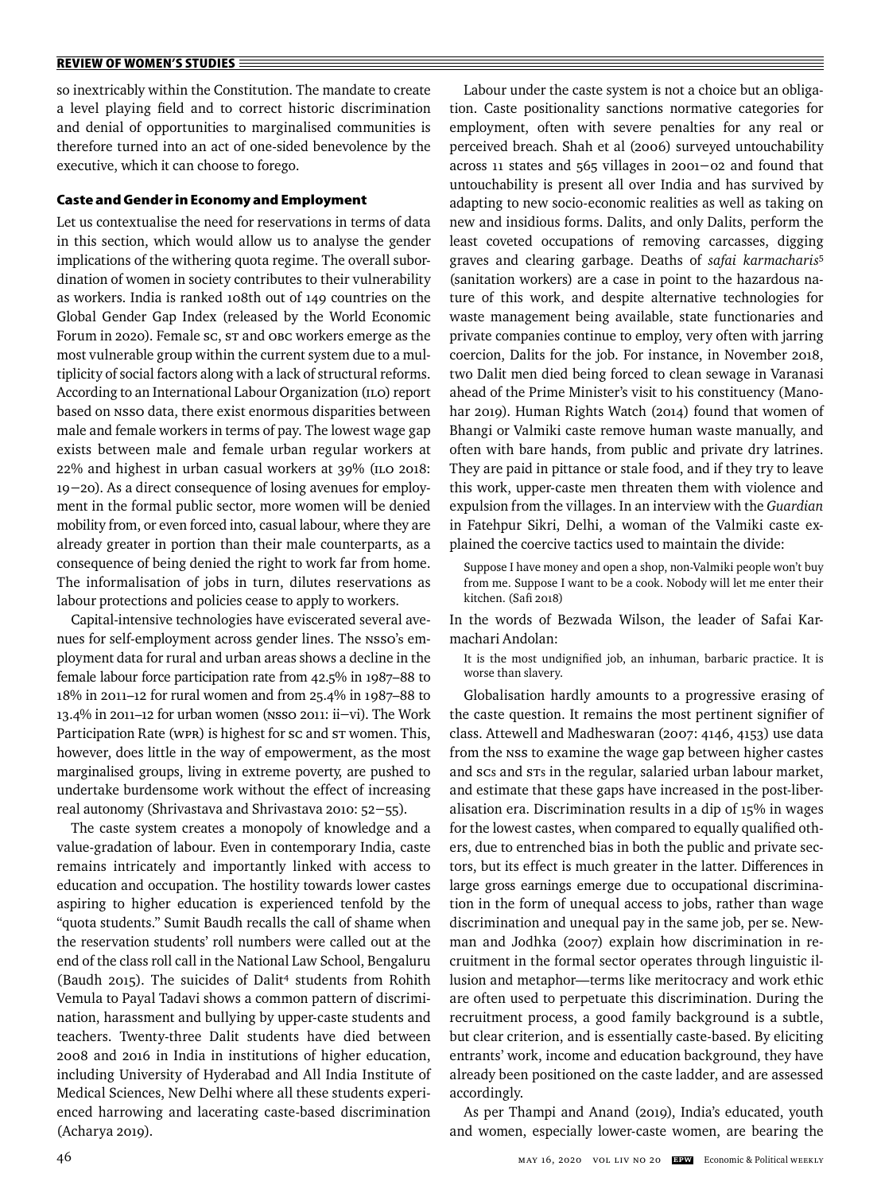so inextricably within the Constitution. The mandate to create a level playing field and to correct historic discrimination and denial of opportunities to marginalised communities is therefore turned into an act of one-sided benevolence by the executive, which it can choose to forego.

## Caste and Gender in Economy and Employment

Let us contextualise the need for reservations in terms of data in this section, which would allow us to analyse the gender implications of the withering quota regime. The overall subordination of women in society contributes to their vulnerability as workers. India is ranked 108th out of 149 countries on the Global Gender Gap Index (released by the World Economic Forum in 2020). Female SC, ST and OBC workers emerge as the most vulnerable group within the current system due to a multiplicity of social factors along with a lack of structural reforms. According to an International Labour Organization (ILO) report based on NSSO data, there exist enormous disparities between male and female workers in terms of pay. The lowest wage gap exists between male and female urban regular workers at 22% and highest in urban casual workers at 39% (ILO 2018: 19–20). As a direct consequence of losing avenues for employment in the formal public sector, more women will be denied mobility from, or even forced into, casual labour, where they are already greater in portion than their male counterparts, as a consequence of being denied the right to work far from home. The informalisation of jobs in turn, dilutes reservations as labour protections and policies cease to apply to workers.

Capital-intensive technologies have eviscerated several avenues for self-employment across gender lines. The NSSO's employment data for rural and urban areas shows a decline in the female labour force participation rate from 42.5% in 1987–88 to 18% in 2011–12 for rural women and from 25.4% in 1987–88 to 13.4% in 2011–12 for urban women (NSSO 2011: ii–vi). The Work Participation Rate (WPR) is highest for SC and ST women. This, however, does little in the way of empowerment, as the most marginalised groups, living in extreme poverty, are pushed to undertake burdensome work without the effect of increasing real autonomy (Shrivastava and Shrivastava 2010: 52–55).

The caste system creates a monopoly of knowledge and a value-gradation of labour. Even in contemporary India, caste remains intricately and importantly linked with access to education and occupation. The hostility towards lower castes aspiring to higher education is experienced tenfold by the "quota students." Sumit Baudh recalls the call of shame when the reservation students' roll numbers were called out at the end of the class roll call in the National Law School, Bengaluru (Baudh 2015). The suicides of Dalit[4] students from Rohith Vemula to Payal Tadavi shows a common pattern of discrimination, harassment and bullying by upper-caste students and teachers. Twenty-three Dalit students have died between 2008 and 2016 in India in institutions of higher education, including University of Hyderabad and All India Institute of Medical Sciences, New Delhi where all these students experienced harrowing and lacerating caste-based discrimination (Acharya 2019).

Labour under the caste system is not a choice but an obligation. Caste positionality sanctions normative categories for employment, often with severe penalties for any real or perceived breach. Shah et al (2006) surveyed untouchability across 11 states and 565 villages in 2001–02 and found that untouchability is present all over India and has survived by adapting to new socio-economic realities as well as taking on new and insidious forms. Dalits, and only Dalits, perform the least coveted occupations of removing carcasses, digging graves and clearing garbage. Deaths of *safai karmacharis*[5] (sanitation workers) are a case in point to the hazardous nature of this work, and despite alternative technologies for waste management being available, state functionaries and private companies continue to employ, very often with jarring coercion, Dalits for the job. For instance, in November 2018, two Dalit men died being forced to clean sewage in Varanasi ahead of the Prime Minister's visit to his constituency (Manohar 2019). Human Rights Watch (2014) found that women of Bhangi or Valmiki caste remove human waste manually, and often with bare hands, from public and private dry latrines. They are paid in pittance or stale food, and if they try to leave this work, upper-caste men threaten them with violence and expulsion from the villages. In an interview with the *Guardian* in Fatehpur Sikri, Delhi, a woman of the Valmiki caste explained the coercive tactics used to maintain the divide:

> Suppose I have money and open a shop, non-Valmiki people won't buy from me. Suppose I want to be a cook. Nobody will let me enter their kitchen. (Safi 2018)

In the words of Bezwada Wilson, the leader of Safai Karmachari Andolan:

> It is the most undignified job, an inhuman, barbaric practice. It is worse than slavery.

Globalisation hardly amounts to a progressive erasing of the caste question. It remains the most pertinent signifier of class. Attewell and Madheswaran (2007: 4146, 4153) use data from the NSS to examine the wage gap between higher castes and SCs and STs in the regular, salaried urban labour market, and estimate that these gaps have increased in the post-liberalisation era. Discrimination results in a dip of 15% in wages for the lowest castes, when compared to equally qualified others, due to entrenched bias in both the public and private sectors, but its effect is much greater in the latter. Differences in large gross earnings emerge due to occupational discrimination in the form of unequal access to jobs, rather than wage discrimination and unequal pay in the same job, per se. Newman and Jodhka (2007) explain how discrimination in recruitment in the formal sector operates through linguistic illusion and metaphor—terms like meritocracy and work ethic are often used to perpetuate this discrimination. During the recruitment process, a good family background is a subtle, but clear criterion, and is essentially caste-based. By eliciting entrants' work, income and education background, they have already been positioned on the caste ladder, and are assessed accordingly.

As per Thampi and Anand (2019), India's educated, youth and women, especially lower-caste women, are bearing the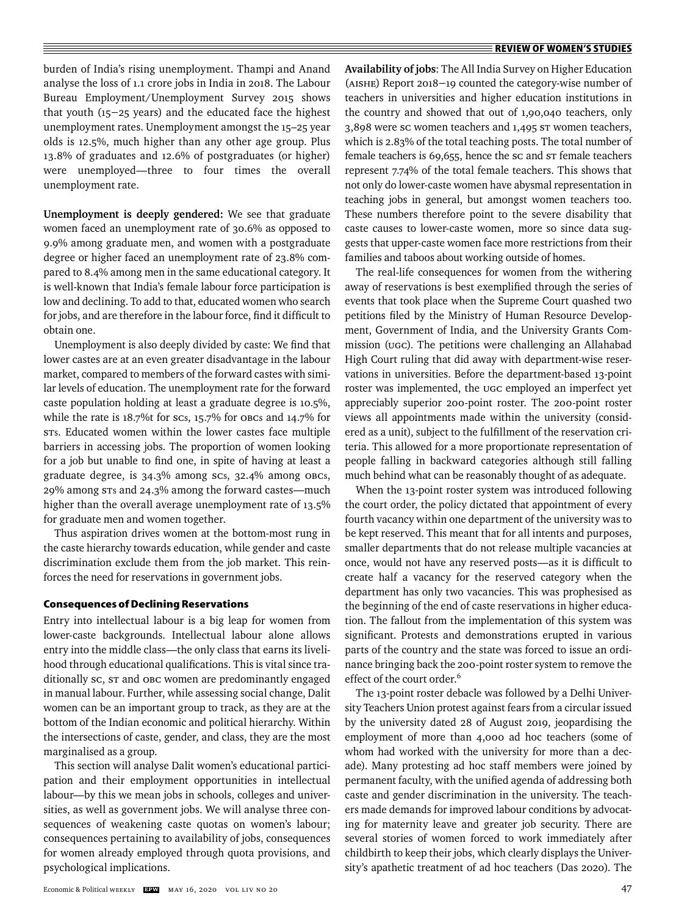burden of India's rising unemployment. Thampi and Anand analyse the loss of 1.1 crore jobs in India in 2018. The Labour Bureau Employment/Unemployment Survey 2015 shows that youth (15–25 years) and the educated face the highest unemployment rates. Unemployment amongst the 15–25 year olds is 12.5%, much higher than any other age group. Plus 13.8% of graduates and 12.6% of postgraduates (or higher) were unemployed—three to four times the overall unemployment rate.

**Unemployment is deeply gendered:** We see that graduate women faced an unemployment rate of 30.6% as opposed to 9.9% among graduate men, and women with a postgraduate degree or higher faced an unemployment rate of 23.8% compared to 8.4% among men in the same educational category. It is well-known that India's female labour force participation is low and declining. To add to that, educated women who search for jobs, and are therefore in the labour force, find it difficult to obtain one.

Unemployment is also deeply divided by caste: We find that lower castes are at an even greater disadvantage in the labour market, compared to members of the forward castes with similar levels of education. The unemployment rate for the forward caste population holding at least a graduate degree is 10.5%, while the rate is 18.7%t for SCs, 15.7% for OBCs and 14.7% for STs. Educated women within the lower castes face multiple barriers in accessing jobs. The proportion of women looking for a job but unable to find one, in spite of having at least a graduate degree, is 34.3% among SCs, 32.4% among OBCs, 29% among STs and 24.3% among the forward castes—much higher than the overall average unemployment rate of 13.5% for graduate men and women together.

Thus aspiration drives women at the bottom-most rung in the caste hierarchy towards education, while gender and caste discrimination exclude them from the job market. This reinforces the need for reservations in government jobs.

### Consequences of Declining Reservations

Entry into intellectual labour is a big leap for women from lower-caste backgrounds. Intellectual labour alone allows entry into the middle class—the only class that earns its livelihood through educational qualifications. This is vital since traditionally SC, ST and OBC women are predominantly engaged in manual labour. Further, while assessing social change, Dalit women can be an important group to track, as they are at the bottom of the Indian economic and political hierarchy. Within the intersections of caste, gender, and class, they are the most marginalised as a group.

This section will analyse Dalit women's educational participation and their employment opportunities in intellectual labour—by this we mean jobs in schools, colleges and universities, as well as government jobs. We will analyse three consequences of weakening caste quotas on women's labour; consequences pertaining to availability of jobs, consequences for women already employed through quota provisions, and psychological implications.

**Availability of jobs**: The All India Survey on Higher Education (AISHE) Report 2018–19 counted the category-wise number of teachers in universities and higher education institutions in the country and showed that out of 1,90,040 teachers, only 3,898 were SC women teachers and 1,495 ST women teachers, which is 2.83% of the total teaching posts. The total number of female teachers is 69,655, hence the SC and ST female teachers represent 7.74% of the total female teachers. This shows that not only do lower-caste women have abysmal representation in teaching jobs in general, but amongst women teachers too. These numbers therefore point to the severe disability that caste causes to lower-caste women, more so since data suggests that upper-caste women face more restrictions from their families and taboos about working outside of homes.

The real-life consequences for women from the withering away of reservations is best exemplified through the series of events that took place when the Supreme Court quashed two petitions filed by the Ministry of Human Resource Development, Government of India, and the University Grants Commission (UGC). The petitions were challenging an Allahabad High Court ruling that did away with department-wise reservations in universities. Before the department-based 13-point roster was implemented, the UGC employed an imperfect yet appreciably superior 200-point roster. The 200-point roster views all appointments made within the university (considered as a unit), subject to the fulfillment of the reservation criteria. This allowed for a more proportionate representation of people falling in backward categories although still falling much behind what can be reasonably thought of as adequate.

When the 13-point roster system was introduced following the court order, the policy dictated that appointment of every fourth vacancy within one department of the university was to be kept reserved. This meant that for all intents and purposes, smaller departments that do not release multiple vacancies at once, would not have any reserved posts—as it is difficult to create half a vacancy for the reserved category when the department has only two vacancies. This was prophesised as the beginning of the end of caste reservations in higher education. The fallout from the implementation of this system was significant. Protests and demonstrations erupted in various parts of the country and the state was forced to issue an ordinance bringing back the 200-point roster system to remove the effect of the court order.[6]

The 13-point roster debacle was followed by a Delhi University Teachers Union protest against fears from a circular issued by the university dated 28 of August 2019, jeopardising the employment of more than 4,000 ad hoc teachers (some of whom had worked with the university for more than a decade). Many protesting ad hoc staff members were joined by permanent faculty, with the unified agenda of addressing both caste and gender discrimination in the university. The teachers made demands for improved labour conditions by advocating for maternity leave and greater job security. There are several stories of women forced to work immediately after childbirth to keep their jobs, which clearly displays the University's apathetic treatment of ad hoc teachers (Das 2020). The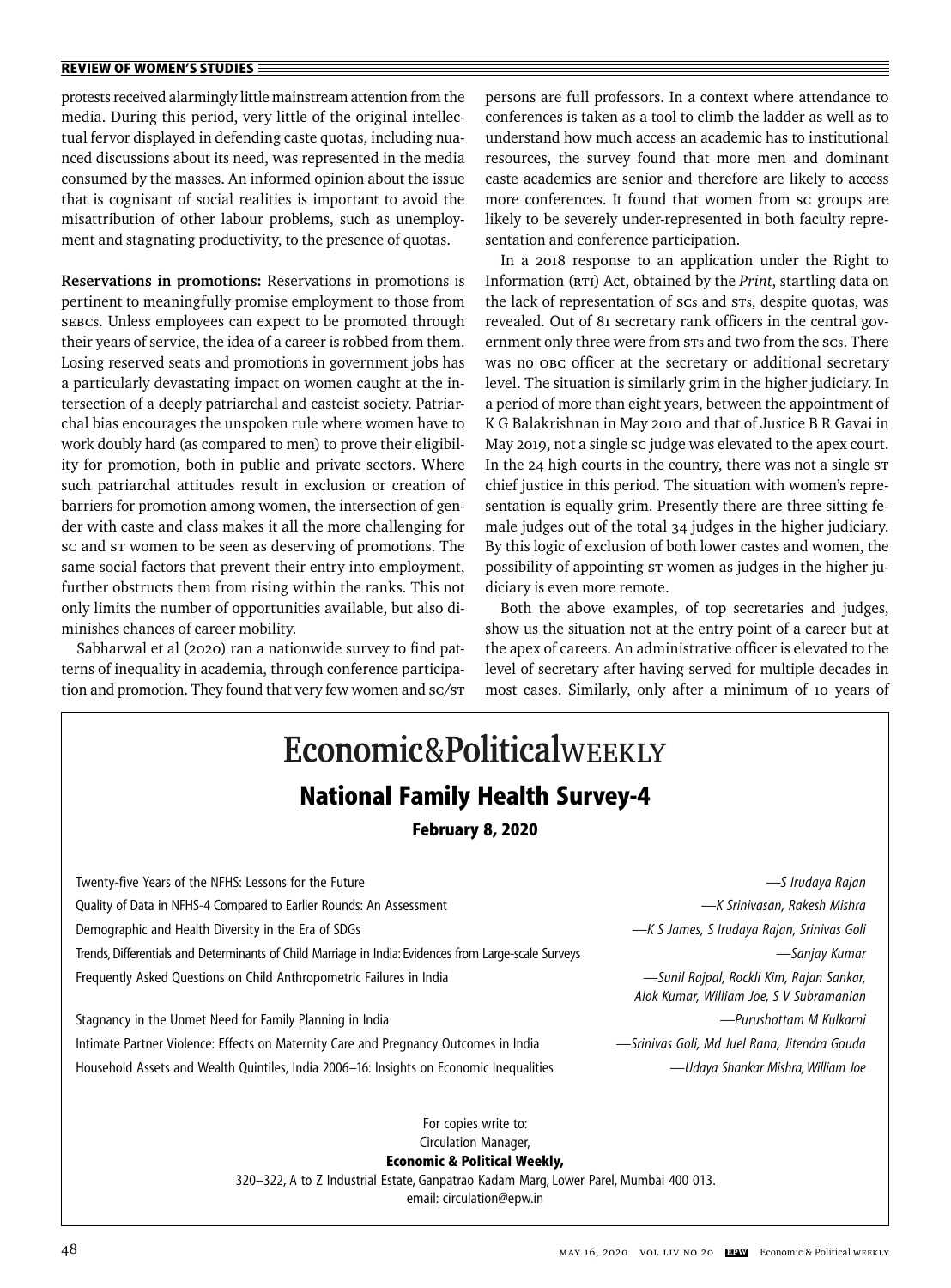protests received alarmingly little mainstream attention from the media. During this period, very little of the original intellectual fervor displayed in defending caste quotas, including nuanced discussions about its need, was represented in the media consumed by the masses. An informed opinion about the issue that is cognisant of social realities is important to avoid the misattribution of other labour problems, such as unemployment and stagnating productivity, to the presence of quotas.

**Reservations in promotions:** Reservations in promotions is pertinent to meaningfully promise employment to those from SEBCs. Unless employees can expect to be promoted through their years of service, the idea of a career is robbed from them. Losing reserved seats and promotions in government jobs has a particularly devastating impact on women caught at the intersection of a deeply patriarchal and casteist society. Patriarchal bias encourages the unspoken rule where women have to work doubly hard (as compared to men) to prove their eligibility for promotion, both in public and private sectors. Where such patriarchal attitudes result in exclusion or creation of barriers for promotion among women, the intersection of gender with caste and class makes it all the more challenging for SC and ST women to be seen as deserving of promotions. The same social factors that prevent their entry into employment, further obstructs them from rising within the ranks. This not only limits the number of opportunities available, but also diminishes chances of career mobility.

Sabharwal et al (2020) ran a nationwide survey to find patterns of inequality in academia, through conference participation and promotion. They found that very few women and SC/ST persons are full professors. In a context where attendance to conferences is taken as a tool to climb the ladder as well as to understand how much access an academic has to institutional resources, the survey found that more men and dominant caste academics are senior and therefore are likely to access more conferences. It found that women from SC groups are likely to be severely under-represented in both faculty representation and conference participation.

In a 2018 response to an application under the Right to Information (RTI) Act, obtained by the *Print*, startling data on the lack of representation of SCs and STs, despite quotas, was revealed. Out of 81 secretary rank officers in the central government only three were from STs and two from the SCs. There was no OBC officer at the secretary or additional secretary level. The situation is similarly grim in the higher judiciary. In a period of more than eight years, between the appointment of K G Balakrishnan in May 2010 and that of Justice B R Gavai in May 2019, not a single SC judge was elevated to the apex court. In the 24 high courts in the country, there was not a single ST chief justice in this period. The situation with women's representation is equally grim. Presently there are three sitting female judges out of the total 34 judges in the higher judiciary. By this logic of exclusion of both lower castes and women, the possibility of appointing ST women as judges in the higher judiciary is even more remote.

Both the above examples, of top secretaries and judges, show us the situation not at the entry point of a career but at the apex of careers. An administrative officer is elevated to the level of secretary after having served for multiple decades in most cases. Similarly, only after a minimum of 10 years of

---

**Economic&PoliticalWEEKLY**

**National Family Health Survey-4**

**February 8, 2020**

Twenty-five Years of the NFHS: Lessons for the Future — *S Irudaya Rajan*

Quality of Data in NFHS-4 Compared to Earlier Rounds: An Assessment — *K Srinivasan, Rakesh Mishra*

Demographic and Health Diversity in the Era of SDGs — *K S James, S Irudaya Rajan, Srinivas Goli*

Trends, Differentials and Determinants of Child Marriage in India: Evidences from Large-scale Surveys — *Sanjay Kumar*

Frequently Asked Questions on Child Anthropometric Failures in India — *Sunil Rajpal, Rockli Kim, Rajan Sankar, Alok Kumar, William Joe, S V Subramanian*

Stagnancy in the Unmet Need for Family Planning in India — *Purushottam M Kulkarni*

Intimate Partner Violence: Effects on Maternity Care and Pregnancy Outcomes in India — *Srinivas Goli, Md Juel Rana, Jitendra Gouda*

Household Assets and Wealth Quintiles, India 2006–16: Insights on Economic Inequalities — *Udaya Shankar Mishra, William Joe*

For copies write to:
Circulation Manager,
**Economic & Political Weekly,**
320–322, A to Z Industrial Estate, Ganpatrao Kadam Marg, Lower Parel, Mumbai 400 013.
email: circulation@epw.in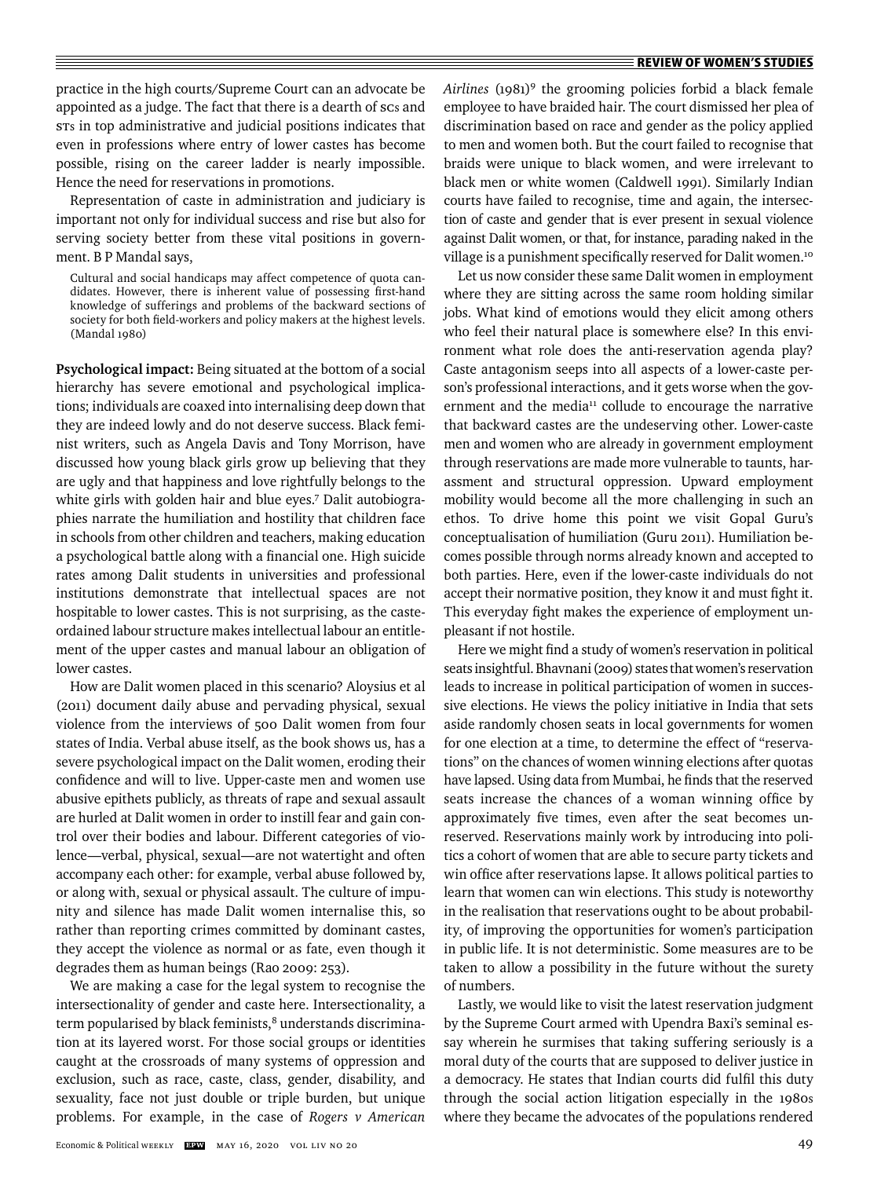practice in the high courts/Supreme Court can an advocate be appointed as a judge. The fact that there is a dearth of SCs and STs in top administrative and judicial positions indicates that even in professions where entry of lower castes has become possible, rising on the career ladder is nearly impossible. Hence the need for reservations in promotions.

Representation of caste in administration and judiciary is important not only for individual success and rise but also for serving society better from these vital positions in government. B P Mandal says,

> Cultural and social handicaps may affect competence of quota candidates. However, there is inherent value of possessing first-hand knowledge of sufferings and problems of the backward sections of society for both field-workers and policy makers at the highest levels. (Mandal 1980)

**Psychological impact:** Being situated at the bottom of a social hierarchy has severe emotional and psychological implications; individuals are coaxed into internalising deep down that they are indeed lowly and do not deserve success. Black feminist writers, such as Angela Davis and Tony Morrison, have discussed how young black girls grow up believing that they are ugly and that happiness and love rightfully belongs to the white girls with golden hair and blue eyes.[7] Dalit autobiographies narrate the humiliation and hostility that children face in schools from other children and teachers, making education a psychological battle along with a financial one. High suicide rates among Dalit students in universities and professional institutions demonstrate that intellectual spaces are not hospitable to lower castes. This is not surprising, as the caste-ordained labour structure makes intellectual labour an entitlement of the upper castes and manual labour an obligation of lower castes.

How are Dalit women placed in this scenario? Aloysius et al (2011) document daily abuse and pervading physical, sexual violence from the interviews of 500 Dalit women from four states of India. Verbal abuse itself, as the book shows us, has a severe psychological impact on the Dalit women, eroding their confidence and will to live. Upper-caste men and women use abusive epithets publicly, as threats of rape and sexual assault are hurled at Dalit women in order to instill fear and gain control over their bodies and labour. Different categories of violence—verbal, physical, sexual—are not watertight and often accompany each other: for example, verbal abuse followed by, or along with, sexual or physical assault. The culture of impunity and silence has made Dalit women internalise this, so rather than reporting crimes committed by dominant castes, they accept the violence as normal or as fate, even though it degrades them as human beings (Rao 2009: 253).

We are making a case for the legal system to recognise the intersectionality of gender and caste here. Intersectionality, a term popularised by black feminists,[8] understands discrimination at its layered worst. For those social groups or identities caught at the crossroads of many systems of oppression and exclusion, such as race, caste, class, gender, disability, and sexuality, face not just double or triple burden, but unique problems. For example, in the case of *Rogers v American Airlines* (1981)[9] the grooming policies forbid a black female employee to have braided hair. The court dismissed her plea of discrimination based on race and gender as the policy applied to men and women both. But the court failed to recognise that braids were unique to black women, and were irrelevant to black men or white women (Caldwell 1991). Similarly Indian courts have failed to recognise, time and again, the intersection of caste and gender that is ever present in sexual violence against Dalit women, or that, for instance, parading naked in the village is a punishment specifically reserved for Dalit women.[10]

Let us now consider these same Dalit women in employment where they are sitting across the same room holding similar jobs. What kind of emotions would they elicit among others who feel their natural place is somewhere else? In this environment what role does the anti-reservation agenda play? Caste antagonism seeps into all aspects of a lower-caste person's professional interactions, and it gets worse when the government and the media[11] collude to encourage the narrative that backward castes are the undeserving other. Lower-caste men and women who are already in government employment through reservations are made more vulnerable to taunts, harassment and structural oppression. Upward employment mobility would become all the more challenging in such an ethos. To drive home this point we visit Gopal Guru's conceptualisation of humiliation (Guru 2011). Humiliation becomes possible through norms already known and accepted to both parties. Here, even if the lower-caste individuals do not accept their normative position, they know it and must fight it. This everyday fight makes the experience of employment unpleasant if not hostile.

Here we might find a study of women's reservation in political seats insightful. Bhavnani (2009) states that women's reservation leads to increase in political participation of women in successive elections. He views the policy initiative in India that sets aside randomly chosen seats in local governments for women for one election at a time, to determine the effect of "reservations" on the chances of women winning elections after quotas have lapsed. Using data from Mumbai, he finds that the reserved seats increase the chances of a woman winning office by approximately five times, even after the seat becomes unreserved. Reservations mainly work by introducing into politics a cohort of women that are able to secure party tickets and win office after reservations lapse. It allows political parties to learn that women can win elections. This study is noteworthy in the realisation that reservations ought to be about probability, of improving the opportunities for women's participation in public life. It is not deterministic. Some measures are to be taken to allow a possibility in the future without the surety of numbers.

Lastly, we would like to visit the latest reservation judgment by the Supreme Court armed with Upendra Baxi's seminal essay wherein he surmises that taking suffering seriously is a moral duty of the courts that are supposed to deliver justice in a democracy. He states that Indian courts did fulfil this duty through the social action litigation especially in the 1980s where they became the advocates of the populations rendered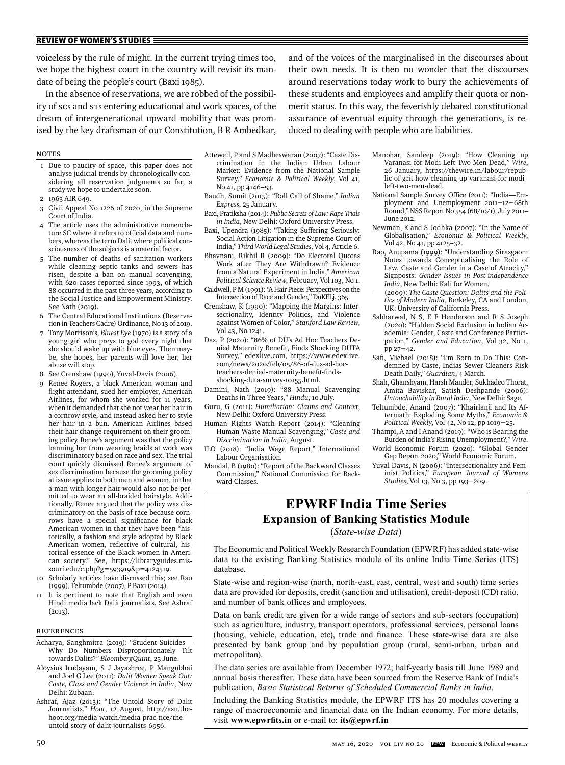voiceless by the rule of might. In the current trying times too, we hope the highest court in the country will revisit its mandate of being the people's court (Baxi 1985).

In the absence of reservations, we are robbed of the possibility of SCs and STs entering educational and work spaces, of the dream of intergenerational upward mobility that was promised by the key draftsman of our Constitution, B R Ambedkar, and of the voices of the marginalised in the discourses about their own needs. It is then no wonder that the discourses around reservations today work to bury the achievements of these students and employees and amplify their quota or non-merit status. In this way, the feverishly debated constitutional assurance of eventual equity through the generations, is reduced to dealing with people who are liabilities.

## Notes

1 Due to paucity of space, this paper does not analyse judicial trends by chronologically considering all reservation judgments so far, a study we hope to undertake soon.

2 1963 AIR 649.

3 Civil Appeal No 1226 of 2020, in the Supreme Court of India.

4 The article uses the administrative nomenclature SC where it refers to official data and numbers, whereas the term Dalit where political consciousness of the subjects is a material factor.

5 The number of deaths of sanitation workers while cleaning septic tanks and sewers has risen, despite a ban on manual scavenging, with 620 cases reported since 1993, of which 88 occurred in the past three years, according to the Social Justice and Empowerment Ministry. See Nath (2019).

6 The Central Educational Institutions (Reservation in Teachers Cadre) Ordinance, No 13 of 2019.

7 Tony Morrison's, *Bluest Eye* (1970) is a story of a young girl who preys to god every night that she should wake up with blue eyes. Then maybe, she hopes, her parents will love her, her abuse will stop.

8 See Crenshaw (1990), Yuval-Davis (2006).

9 Renee Rogers, a black American woman and flight attendant, sued her employer, American Airlines, for whom she worked for 11 years, when it demanded that she not wear her hair in a cornrow style, and instead asked her to style her hair in a bun. American Airlines based their hair change requirement on their grooming policy. Renee's argument was that the policy banning her from wearing braids at work was discriminatory based on race and sex. The trial court quickly dismissed Renee's argument of sex discrimination because the grooming policy at issue applies to both men and women, in that a man with longer hair would also not be permitted to wear an all-braided hairstyle. Additionally, Renee argued that the policy was discriminatory on the basis of race because cornrows have a special significance for black American women in that they have been "historically, a fashion and style adopted by Black American women, reflective of cultural, historical essence of the Black women in American society." See, https://libraryguides.missouri.edu/c.php?g=593919&p=4124519.

10 Scholarly articles have discussed this; see Rao (1999), Teltumbde (2007), P Baxi (2014).

11 It is pertinent to note that English and even Hindi media lack Dalit journalists. See Ashraf (2013).

## References

Acharya, Sanghmitra (2019): "Student Suicides—Why Do Numbers Disproportionately Tilt towards Dalits?" *BloombergQuint*, 23 June.

Aloysius Irudayam, S J Jayashree, P Mangubhai and Joel G Lee (2011): *Dalit Women Speak Out: Caste, Class and Gender Violence in India*, New Delhi: Zubaan.

Ashraf, Ajaz (2013): "The Untold Story of Dalit Journalists," *Hoot*, 12 August, http://asu.thehoot.org/media-watch/media-prac-tice/the-untold-story-of-dalit-journalists-6956.

Attewell, P and S Madheswaran (2007): "Caste Discrimination in the Indian Urban Labour Market: Evidence from the National Sample Survey," *Economic & Political Weekly*, Vol 41, No 41, pp 4146–53.

Baudh, Sumit (2015): "Roll Call of Shame," *Indian Express*, 25 January.

Baxi, Pratiksha (2014): *Public Secrets of Law: Rape Trials in India*, New Delhi: Oxford University Press.

Baxi, Upendra (1985): "Taking Suffering Seriously: Social Action Litigation in the Supreme Court of India," *Third World Legal Studies*, Vol 4, Article 6.

Bhavnani, Rikhil R (2009): "Do Electoral Quotas Work after They Are Withdrawn? Evidence from a Natural Experiment in India," *American Political Science Review*, February, Vol 103, No 1.

Caldwell, P M (1991): "A Hair Piece: Perspectives on the Intersection of Race and Gender," DuKELj, 365.

Crenshaw, K (1990): "Mapping the Margins: Intersectionality, Identity Politics, and Violence against Women of Color," *Stanford Law Review*, Vol 43, No 1241.

Das, P (2020): "86% of DU's Ad Hoc Teachers Denied Maternity Benefit, Finds Shocking DUTA Survey," edexlive.com, https://www.edexlive.com/news/2020/feb/05/86-of-dus-ad-hoc-teachers-denied-maternity-benefit-finds-shocking-duta-survey-10155.html.

Damini, Nath (2019): "88 Manual Scavenging Deaths in Three Years," *Hindu*, 10 July.

Guru, G (2011): *Humiliation: Claims and Context*, New Delhi: Oxford University Press.

Human Rights Watch Report (2014): "Cleaning Human Waste Manual Scavenging," *Caste and Discrimination in India*, August.

ILO (2018): "India Wage Report," International Labour Organisation.

Mandal, B (1980): "Report of the Backward Classes Commission," National Commission for Backward Classes.

Manohar, Sandeep (2019): "How Cleaning up Varanasi for Modi Left Two Men Dead," *Wire*, 26 January, https://thewire.in/labour/republic-of-grit-how-cleaning-up-varanasi-for-modi-left-two-men-dead.

National Sample Survey Office (2011): "India—Employment and Unemployment 2011–12—68th Round," NSS Report No 554 (68/10/1), July 2011–June 2012.

Newman, K and S Jodhka (2007): "In the Name of Globalisation," *Economic & Political Weekly*, Vol 42, No 41, pp 4125–32.

Rao, Anupama (1999): "Understanding Sirasgaon: Notes towards Conceptualising the Role of Law, Caste and Gender in a Case of Atrocity," Signposts: *Gender Issues in Post-independence India*, New Delhi: Kali for Women.

— (2009): *The Caste Question: Dalits and the Politics of Modern India*, Berkeley, CA and London, UK: University of California Press.

Sabharwal, N S, E F Henderson and R S Joseph (2020): "Hidden Social Exclusion in Indian Academia: Gender, Caste and Conference Participation," *Gender and Education*, Vol 32, No 1, pp 27–42.

Safi, Michael (2018): "I'm Born to Do This: Condemned by Caste, Indias Sewer Cleaners Risk Death Daily," *Guardian*, 4 March.

Shah, Ghanshyam, Harsh Mander, Sukhadeo Thorat, Amita Baviskar, Satish Deshpande (2006): *Untouchability in Rural India*, New Delhi: Sage.

Teltumbde, Anand (2007): "Khairlanji and Its Aftermath: Exploding Some Myths," *Economic & Political Weekly*, Vol 42, No 12, pp 1019–25.

Thampi, A and I Anand (2019): "Who is Bearing the Burden of India's Rising Unemployment?," *Wire*.

World Economic Forum (2020): "Global Gender Gap Report 2020," World Economic Forum.

Yuval-Davis, N (2006): "Intersectionality and Feminist Politics," *European Journal of Womens Studies*, Vol 13, No 3, pp 193–209.

---

# EPWRF India Time Series
## Expansion of Banking Statistics Module
(*State-wise Data*)

The Economic and Political Weekly Research Foundation (EPWRF) has added state-wise data to the existing Banking Statistics module of its online India Time Series (ITS) database.

State-wise and region-wise (north, north-east, east, central, west and south) time series data are provided for deposits, credit (sanction and utilisation), credit-deposit (CD) ratio, and number of bank offices and employees.

Data on bank credit are given for a wide range of sectors and sub-sectors (occupation) such as agriculture, industry, transport operators, professional services, personal loans (housing, vehicle, education, etc), trade and finance. These state-wise data are also presented by bank group and by population group (rural, semi-urban, urban and metropolitan).

The data series are available from December 1972; half-yearly basis till June 1989 and annual basis thereafter. These data have been sourced from the Reserve Bank of India's publication, *Basic Statistical Returns of Scheduled Commercial Banks in India*.

Including the Banking Statistics module, the EPWRF ITS has 20 modules covering a range of macroeconomic and financial data on the Indian economy. For more details, visit **www.epwrfits.in** or e-mail to: **its@epwrf.in**